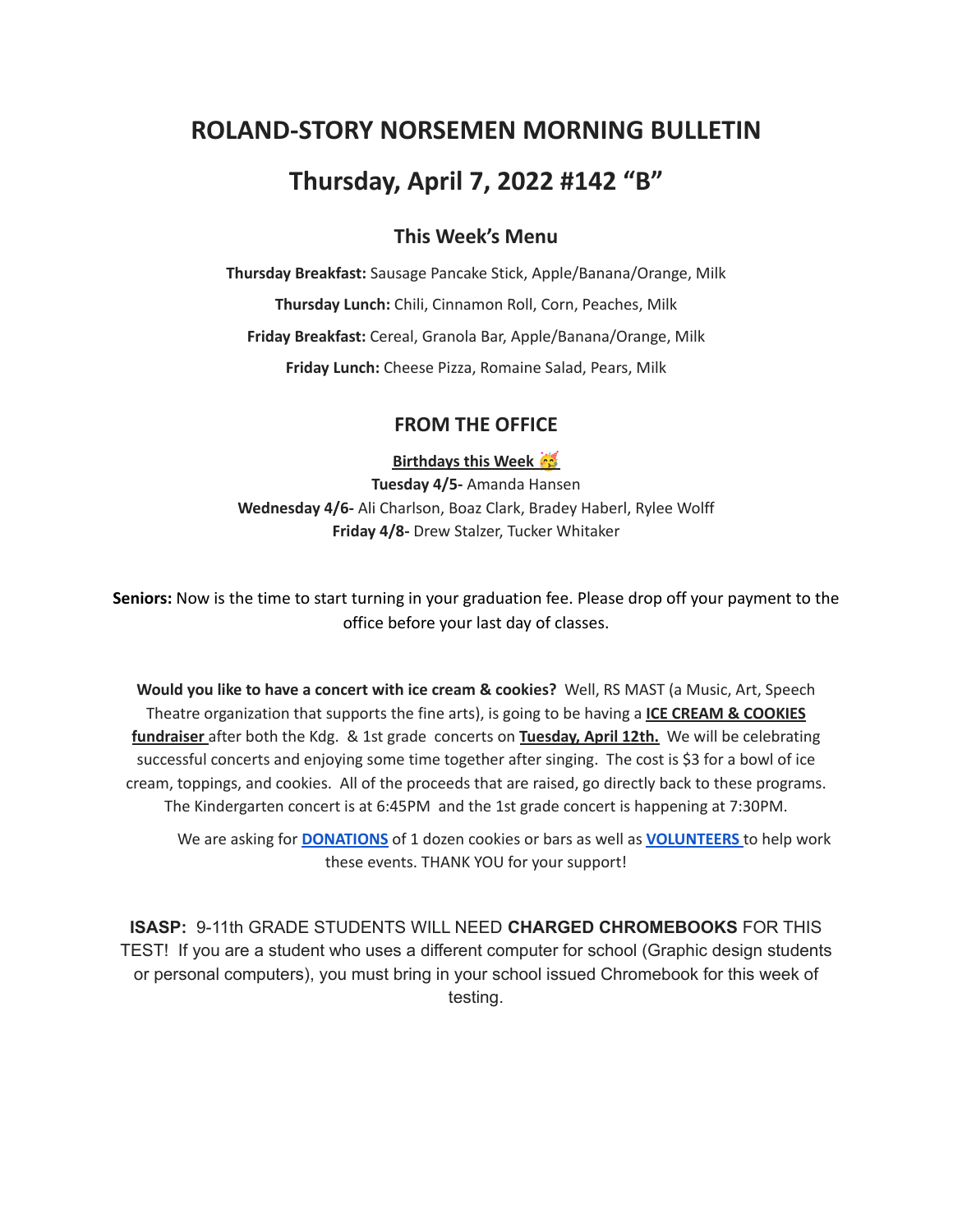# ROLAND-STORY NORSEMEN MORNING BULLETIN

# Thursday, April 7, 2022 #142 “B”

## This Week’s Menu

**Thursday Breakfast:** Sausage Pancake Stick, Apple/Banana/Orange, Milk

**Thursday Lunch:** Chili, Cinnamon Roll, Corn, Peaches, Milk

**Friday Breakfast:** Cereal, Granola Bar, Apple/Banana/Orange, Milk

**Friday Lunch:** Cheese Pizza, Romaine Salad, Pears, Milk

## FROM THE OFFICE

**Birthdays this Week 🥳**

**Tuesday 4/5-** Amanda Hansen
**Wednesday 4/6-** Ali Charlson, Boaz Clark, Bradey Haberl, Rylee Wolff
**Friday 4/8-** Drew Stalzer, Tucker Whitaker

**Seniors:** Now is the time to start turning in your graduation fee. Please drop off your payment to the office before your last day of classes.

**Would you like to have a concert with ice cream & cookies?** Well, RS MAST (a Music, Art, Speech Theatre organization that supports the fine arts), is going to be having a **ICE CREAM & COOKIES fundraiser** after both the Kdg. & 1st grade concerts on **Tuesday, April 12th.** We will be celebrating successful concerts and enjoying some time together after singing. The cost is $3 for a bowl of ice cream, toppings, and cookies. All of the proceeds that are raised, go directly back to these programs. The Kindergarten concert is at 6:45PM and the 1st grade concert is happening at 7:30PM.

We are asking for **DONATIONS** of 1 dozen cookies or bars as well as **VOLUNTEERS** to help work these events. THANK YOU for your support!

**ISASP:** 9-11th GRADE STUDENTS WILL NEED **CHARGED CHROMEBOOKS** FOR THIS TEST! If you are a student who uses a different computer for school (Graphic design students or personal computers), you must bring in your school issued Chromebook for this week of testing.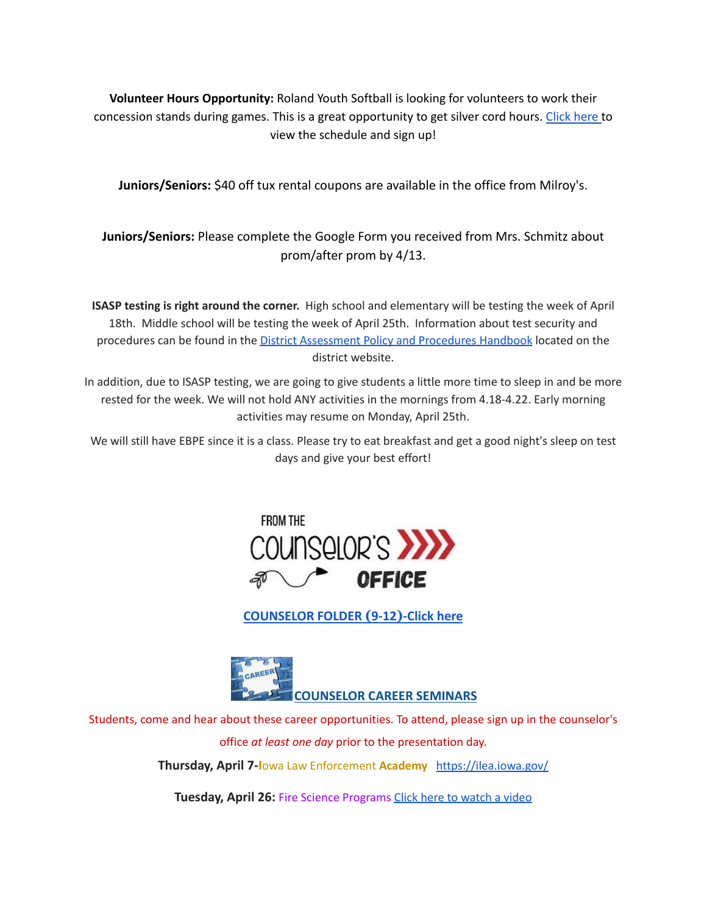**Volunteer Hours Opportunity:** Roland Youth Softball is looking for volunteers to work their concession stands during games. This is a great opportunity to get silver cord hours. [Click here](#) to view the schedule and sign up!

**Juniors/Seniors:** $40 off tux rental coupons are available in the office from Milroy's.

**Juniors/Seniors:** Please complete the Google Form you received from Mrs. Schmitz about prom/after prom by 4/13.

**ISASP testing is right around the corner.** High school and elementary will be testing the week of April 18th. Middle school will be testing the week of April 25th. Information about test security and procedures can be found in the [District Assessment Policy and Procedures Handbook](#) located on the district website.

In addition, due to ISASP testing, we are going to give students a little more time to sleep in and be more rested for the week. We will not hold ANY activities in the mornings from 4.18-4.22. Early morning activities may resume on Monday, April 25th.

We will still have EBPE since it is a class. Please try to eat breakfast and get a good night's sleep on test days and give your best effort!

## FROM THE COUNSELOR'S OFFICE

**[COUNSELOR FOLDER (9-12)-Click here](#)**

**[COUNSELOR CAREER SEMINARS](#)**

Students, come and hear about these career opportunities. To attend, please sign up in the counselor's office *at least one day* prior to the presentation day.

**Thursday, April 7-**Iowa Law Enforcement **Academy** https://ilea.iowa.gov/

**Tuesday, April 26:** Fire Science Programs [Click here to watch a video](#)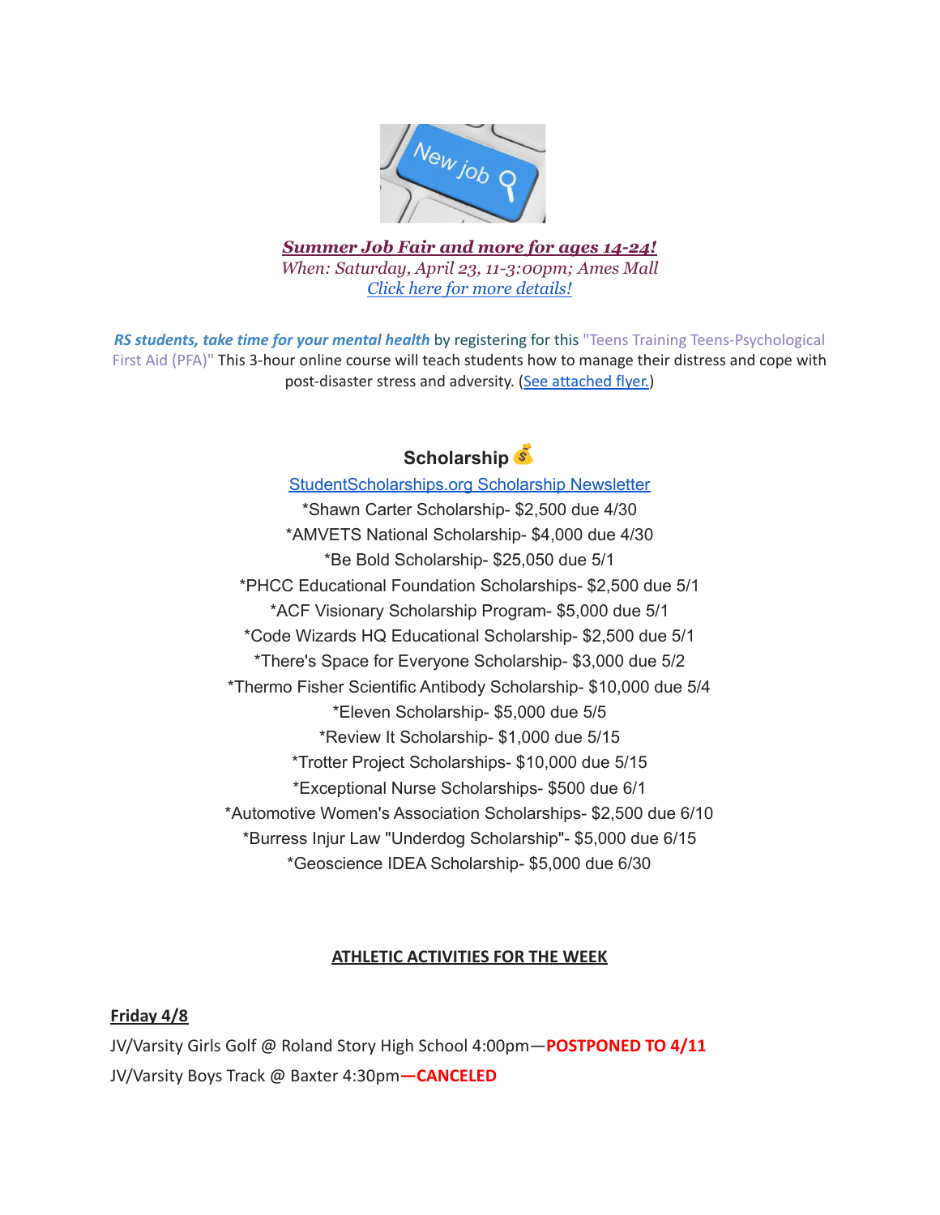***[Summer Job Fair and more for ages 14-24!](#)***
*When: Saturday, April 23, 11-3:00pm; Ames Mall*
*[Click here for more details!](#)*

***RS students, take time for your mental health*** by registering for this "Teens Training Teens-Psychological First Aid (PFA)" This 3-hour online course will teach students how to manage their distress and cope with post-disaster stress and adversity. ([See attached flyer.](#))

## Scholarship 💰

[StudentScholarships.org Scholarship Newsletter](#)

*Shawn Carter Scholarship- $2,500 due 4/30
*AMVETS National Scholarship- $4,000 due 4/30
*Be Bold Scholarship- $25,050 due 5/1
*PHCC Educational Foundation Scholarships- $2,500 due 5/1
*ACF Visionary Scholarship Program- $5,000 due 5/1
*Code Wizards HQ Educational Scholarship- $2,500 due 5/1
*There's Space for Everyone Scholarship- $3,000 due 5/2
*Thermo Fisher Scientific Antibody Scholarship- $10,000 due 5/4
*Eleven Scholarship- $5,000 due 5/5
*Review It Scholarship- $1,000 due 5/15
*Trotter Project Scholarships- $10,000 due 5/15
*Exceptional Nurse Scholarships- $500 due 6/1
*Automotive Women's Association Scholarships- $2,500 due 6/10
*Burress Injur Law "Underdog Scholarship"- $5,000 due 6/15
*Geoscience IDEA Scholarship- $5,000 due 6/30

## ATHLETIC ACTIVITIES FOR THE WEEK

**Friday 4/8**

JV/Varsity Girls Golf @ Roland Story High School 4:00pm—**POSTPONED TO 4/11**

JV/Varsity Boys Track @ Baxter 4:30pm—**CANCELED**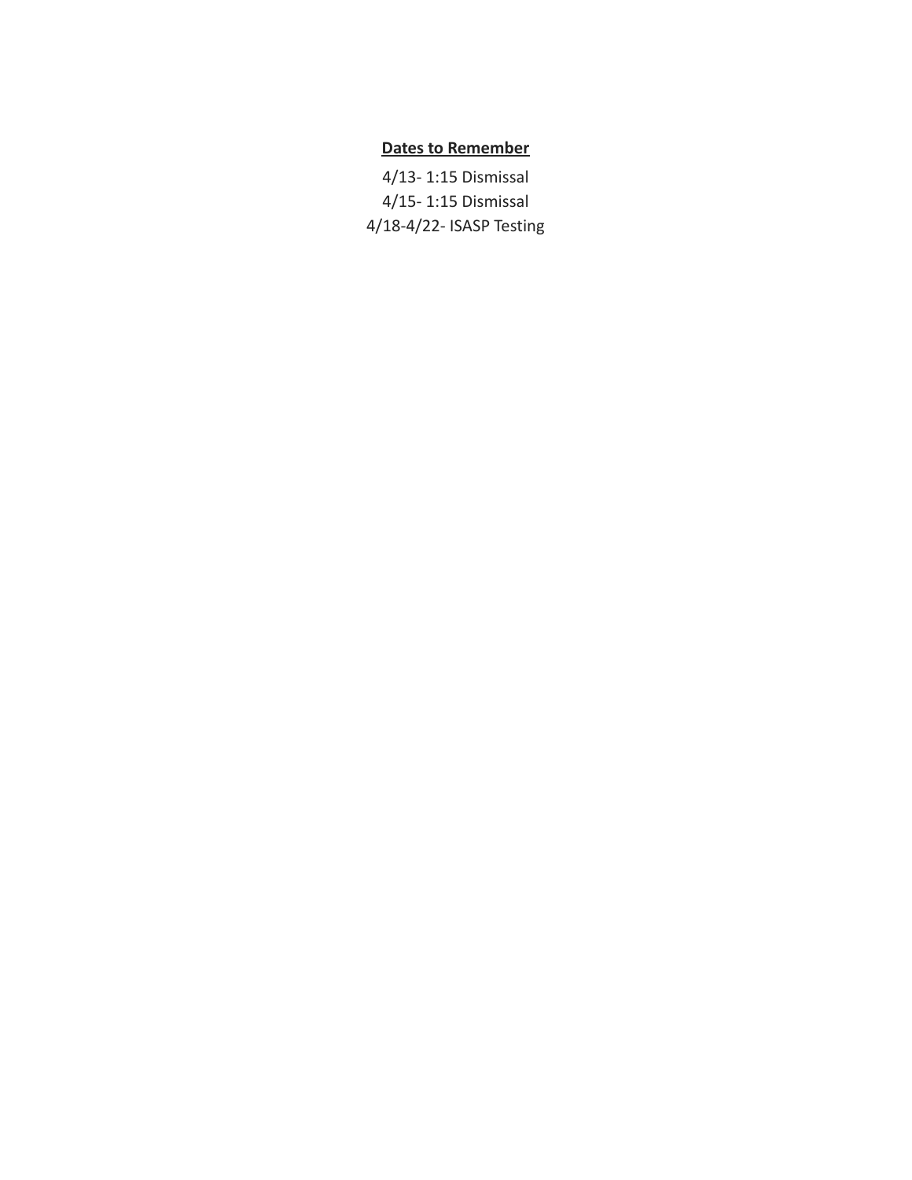**Dates to Remember**

4/13- 1:15 Dismissal

4/15- 1:15 Dismissal

4/18-4/22- ISASP Testing